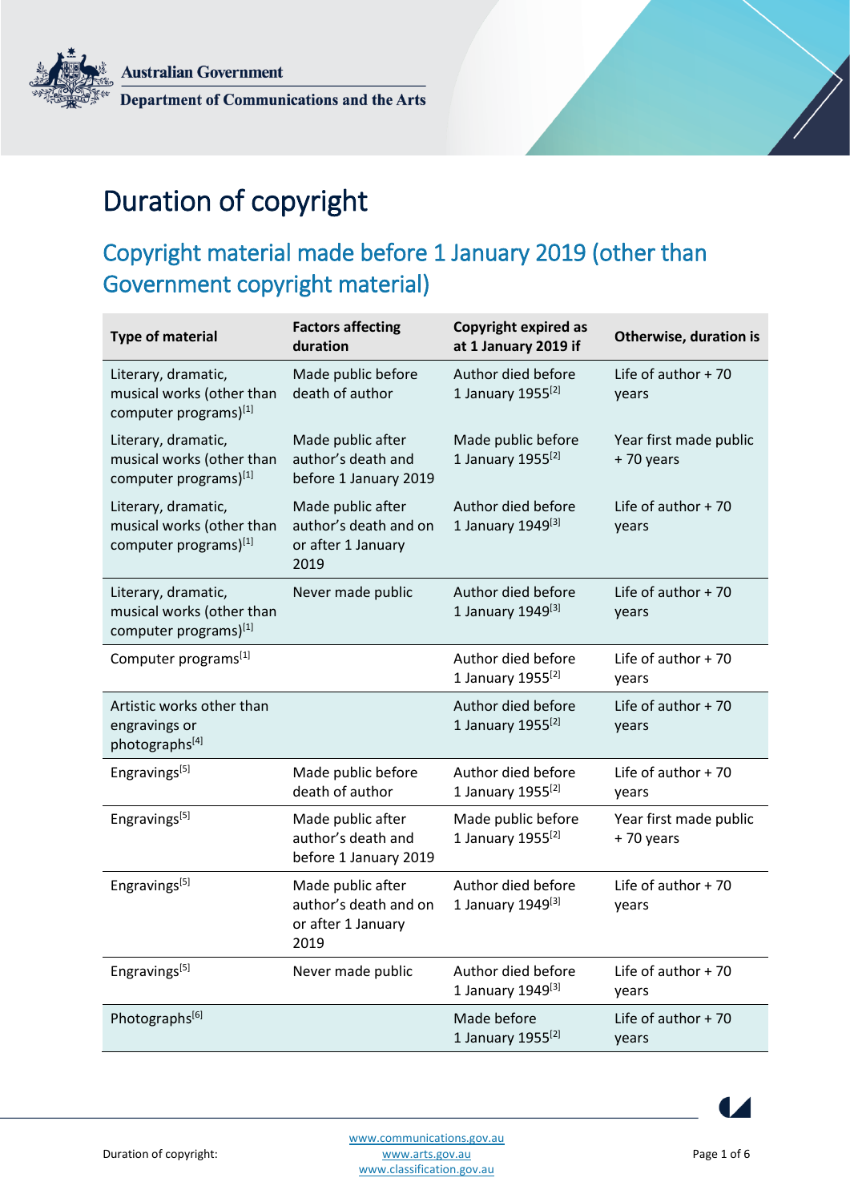Australian Government

Department of Communications and the Arts

# Duration of copyright

## Copyright material made before 1 January 2019 (other than Government copyright material)

| Type of material | Factors affecting duration | Copyright expired as at 1 January 2019 if | Otherwise, duration is |
|---|---|---|---|
| Literary, dramatic, musical works (other than computer programs)[1] | Made public before death of author | Author died before 1 January 1955[2] | Life of author + 70 years |
| Literary, dramatic, musical works (other than computer programs)[1] | Made public after author's death and before 1 January 2019 | Made public before 1 January 1955[2] | Year first made public + 70 years |
| Literary, dramatic, musical works (other than computer programs)[1] | Made public after author's death and on or after 1 January 2019 | Author died before 1 January 1949[3] | Life of author + 70 years |
| Literary, dramatic, musical works (other than computer programs)[1] | Never made public | Author died before 1 January 1949[3] | Life of author + 70 years |
| Computer programs[1] | | Author died before 1 January 1955[2] | Life of author + 70 years |
| Artistic works other than engravings or photographs[4] | | Author died before 1 January 1955[2] | Life of author + 70 years |
| Engravings[5] | Made public before death of author | Author died before 1 January 1955[2] | Life of author + 70 years |
| Engravings[5] | Made public after author's death and before 1 January 2019 | Made public before 1 January 1955[2] | Year first made public + 70 years |
| Engravings[5] | Made public after author's death and on or after 1 January 2019 | Author died before 1 January 1949[3] | Life of author + 70 years |
| Engravings[5] | Never made public | Author died before 1 January 1949[3] | Life of author + 70 years |
| Photographs[6] | | Made before 1 January 1955[2] | Life of author + 70 years |

Duration of copyright:

www.communications.gov.au
www.arts.gov.au
www.classification.gov.au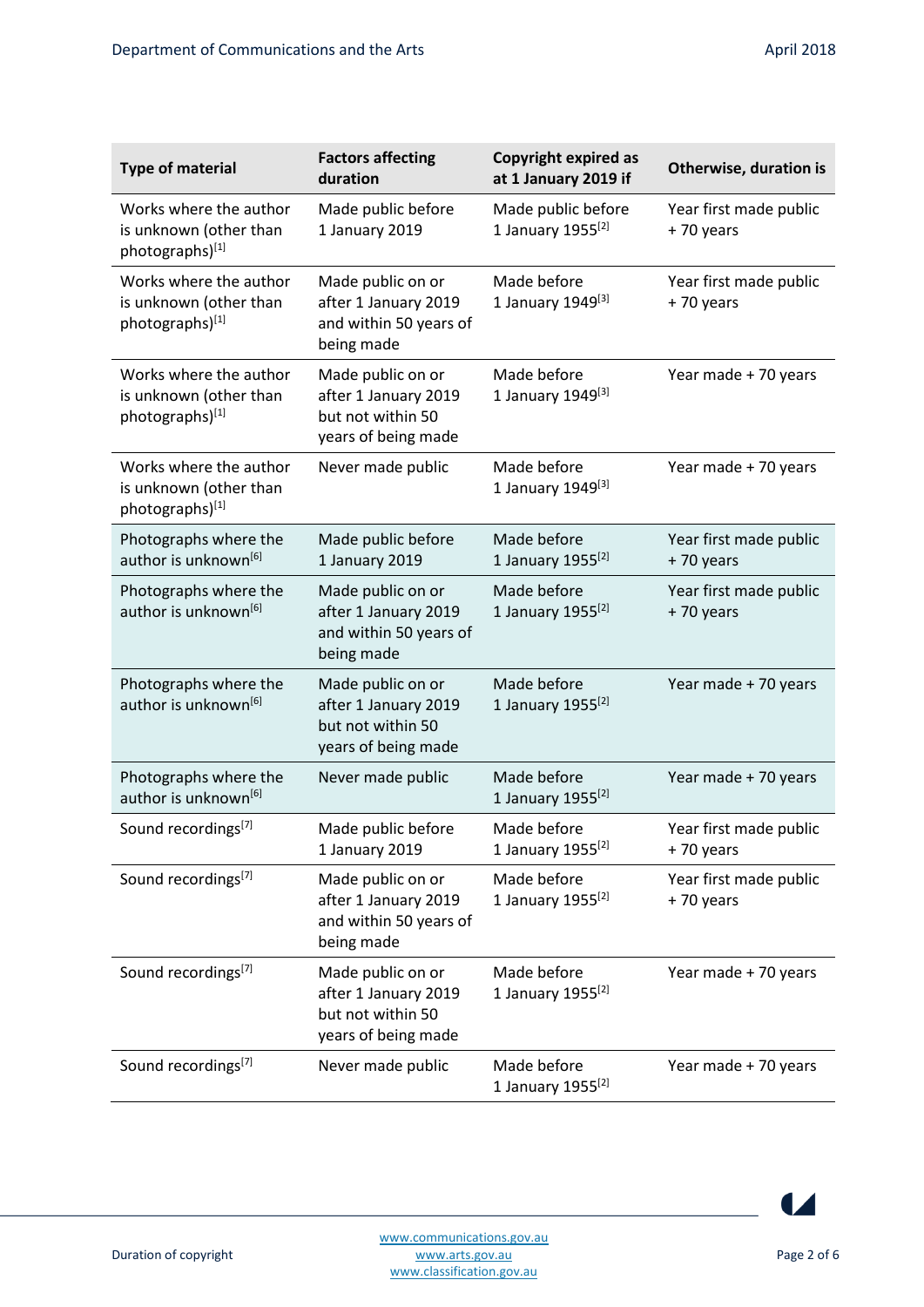| Type of material | Factors affecting duration | Copyright expired as at 1 January 2019 if | Otherwise, duration is |
| --- | --- | --- | --- |
| Works where the author is unknown (other than photographs)[1] | Made public before 1 January 2019 | Made public before 1 January 1955[2] | Year first made public + 70 years |
| Works where the author is unknown (other than photographs)[1] | Made public on or after 1 January 2019 and within 50 years of being made | Made before 1 January 1949[3] | Year first made public + 70 years |
| Works where the author is unknown (other than photographs)[1] | Made public on or after 1 January 2019 but not within 50 years of being made | Made before 1 January 1949[3] | Year made + 70 years |
| Works where the author is unknown (other than photographs)[1] | Never made public | Made before 1 January 1949[3] | Year made + 70 years |
| Photographs where the author is unknown[6] | Made public before 1 January 2019 | Made before 1 January 1955[2] | Year first made public + 70 years |
| Photographs where the author is unknown[6] | Made public on or after 1 January 2019 and within 50 years of being made | Made before 1 January 1955[2] | Year first made public + 70 years |
| Photographs where the author is unknown[6] | Made public on or after 1 January 2019 but not within 50 years of being made | Made before 1 January 1955[2] | Year made + 70 years |
| Photographs where the author is unknown[6] | Never made public | Made before 1 January 1955[2] | Year made + 70 years |
| Sound recordings[7] | Made public before 1 January 2019 | Made before 1 January 1955[2] | Year first made public + 70 years |
| Sound recordings[7] | Made public on or after 1 January 2019 and within 50 years of being made | Made before 1 January 1955[2] | Year first made public + 70 years |
| Sound recordings[7] | Made public on or after 1 January 2019 but not within 50 years of being made | Made before 1 January 1955[2] | Year made + 70 years |
| Sound recordings[7] | Never made public | Made before 1 January 1955[2] | Year made + 70 years |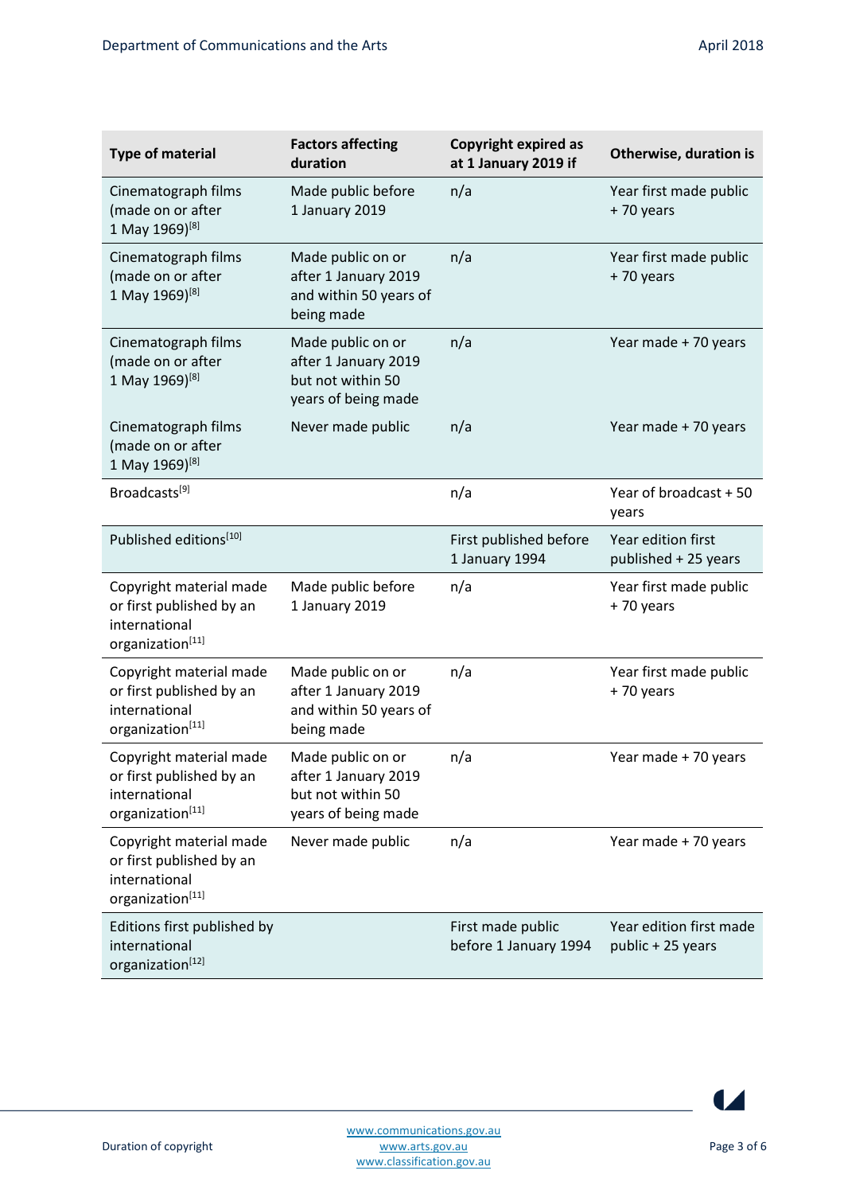| Type of material | Factors affecting duration | Copyright expired as at 1 January 2019 if | Otherwise, duration is |
|---|---|---|---|
| Cinematograph films (made on or after 1 May 1969)[8] | Made public before 1 January 2019 | n/a | Year first made public + 70 years |
| Cinematograph films (made on or after 1 May 1969)[8] | Made public on or after 1 January 2019 and within 50 years of being made | n/a | Year first made public + 70 years |
| Cinematograph films (made on or after 1 May 1969)[8] | Made public on or after 1 January 2019 but not within 50 years of being made | n/a | Year made + 70 years |
| Cinematograph films (made on or after 1 May 1969)[8] | Never made public | n/a | Year made + 70 years |
| Broadcasts[9] | | n/a | Year of broadcast + 50 years |
| Published editions[10] | | First published before 1 January 1994 | Year edition first published + 25 years |
| Copyright material made or first published by an international organization[11] | Made public before 1 January 2019 | n/a | Year first made public + 70 years |
| Copyright material made or first published by an international organization[11] | Made public on or after 1 January 2019 and within 50 years of being made | n/a | Year first made public + 70 years |
| Copyright material made or first published by an international organization[11] | Made public on or after 1 January 2019 but not within 50 years of being made | n/a | Year made + 70 years |
| Copyright material made or first published by an international organization[11] | Never made public | n/a | Year made + 70 years |
| Editions first published by international organization[12] | | First made public before 1 January 1994 | Year edition first made public + 25 years |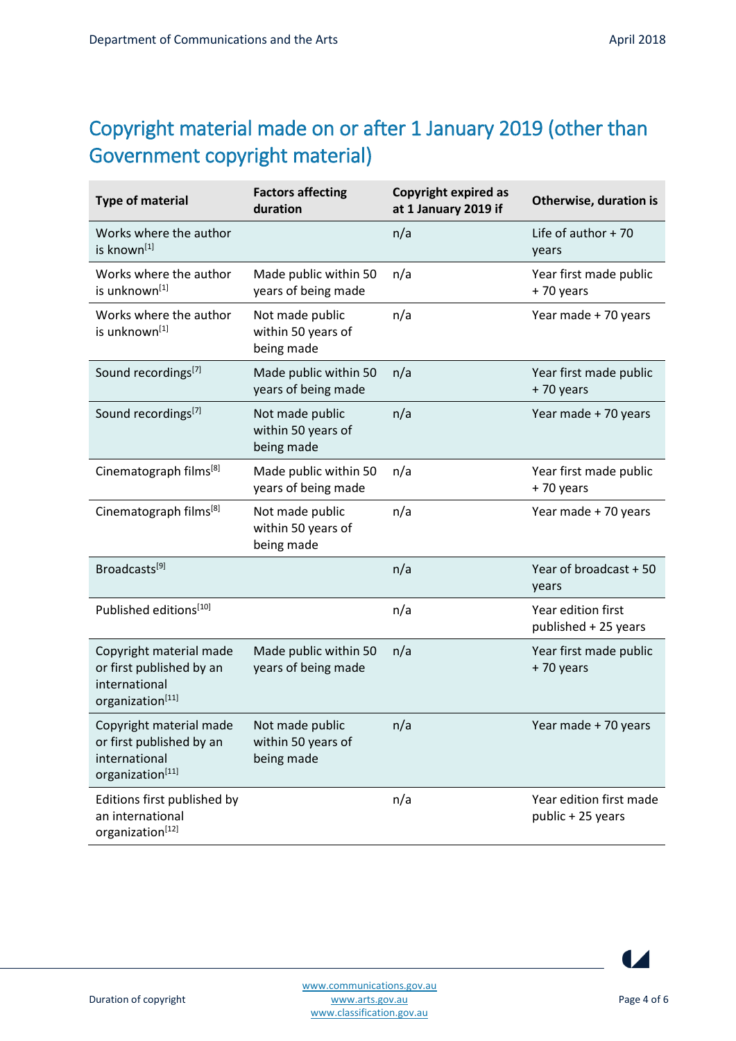## Copyright material made on or after 1 January 2019 (other than Government copyright material)

| Type of material | Factors affecting duration | Copyright expired as at 1 January 2019 if | Otherwise, duration is |
|---|---|---|---|
| Works where the author is known[1] | | n/a | Life of author + 70 years |
| Works where the author is unknown[1] | Made public within 50 years of being made | n/a | Year first made public + 70 years |
| Works where the author is unknown[1] | Not made public within 50 years of being made | n/a | Year made + 70 years |
| Sound recordings[7] | Made public within 50 years of being made | n/a | Year first made public + 70 years |
| Sound recordings[7] | Not made public within 50 years of being made | n/a | Year made + 70 years |
| Cinematograph films[8] | Made public within 50 years of being made | n/a | Year first made public + 70 years |
| Cinematograph films[8] | Not made public within 50 years of being made | n/a | Year made + 70 years |
| Broadcasts[9] | | n/a | Year of broadcast + 50 years |
| Published editions[10] | | n/a | Year edition first published + 25 years |
| Copyright material made or first published by an international organization[11] | Made public within 50 years of being made | n/a | Year first made public + 70 years |
| Copyright material made or first published by an international organization[11] | Not made public within 50 years of being made | n/a | Year made + 70 years |
| Editions first published by an international organization[12] | | n/a | Year edition first made public + 25 years |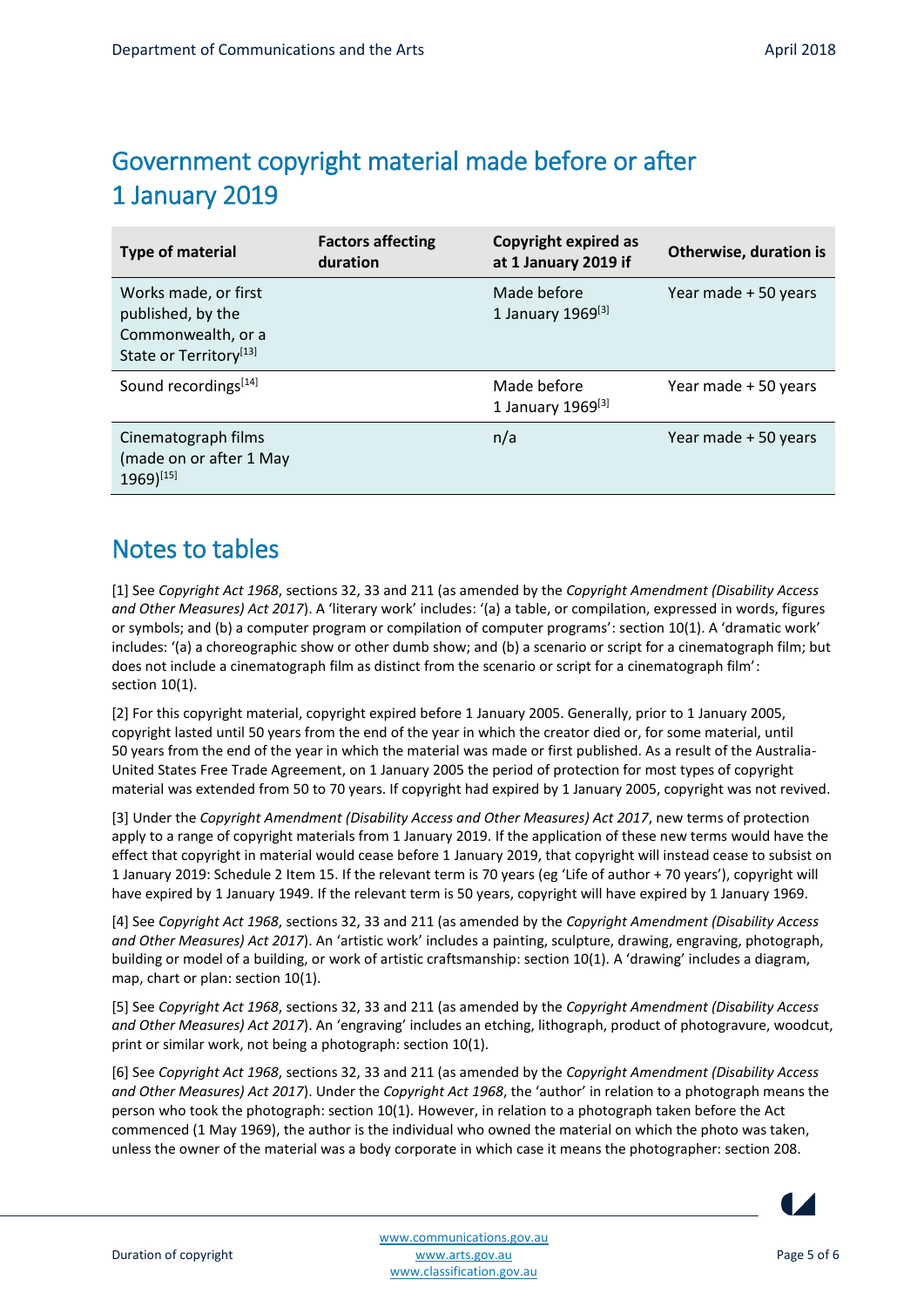## Government copyright material made before or after 1 January 2019

| Type of material | Factors affecting duration | Copyright expired as at 1 January 2019 if | Otherwise, duration is |
|---|---|---|---|
| Works made, or first published, by the Commonwealth, or a State or Territory[13] | | Made before 1 January 1969[3] | Year made + 50 years |
| Sound recordings[14] | | Made before 1 January 1969[3] | Year made + 50 years |
| Cinematograph films (made on or after 1 May 1969)[15] | | n/a | Year made + 50 years |

## Notes to tables

[1] See *Copyright Act 1968*, sections 32, 33 and 211 (as amended by the *Copyright Amendment (Disability Access and Other Measures) Act 2017*). A 'literary work' includes: '(a) a table, or compilation, expressed in words, figures or symbols; and (b) a computer program or compilation of computer programs': section 10(1). A 'dramatic work' includes: '(a) a choreographic show or other dumb show; and (b) a scenario or script for a cinematograph film; but does not include a cinematograph film as distinct from the scenario or script for a cinematograph film': section 10(1).

[2] For this copyright material, copyright expired before 1 January 2005. Generally, prior to 1 January 2005, copyright lasted until 50 years from the end of the year in which the creator died or, for some material, until 50 years from the end of the year in which the material was made or first published. As a result of the Australia-United States Free Trade Agreement, on 1 January 2005 the period of protection for most types of copyright material was extended from 50 to 70 years. If copyright had expired by 1 January 2005, copyright was not revived.

[3] Under the *Copyright Amendment (Disability Access and Other Measures) Act 2017*, new terms of protection apply to a range of copyright materials from 1 January 2019. If the application of these new terms would have the effect that copyright in material would cease before 1 January 2019, that copyright will instead cease to subsist on 1 January 2019: Schedule 2 Item 15. If the relevant term is 70 years (eg 'Life of author + 70 years'), copyright will have expired by 1 January 1949. If the relevant term is 50 years, copyright will have expired by 1 January 1969.

[4] See *Copyright Act 1968*, sections 32, 33 and 211 (as amended by the *Copyright Amendment (Disability Access and Other Measures) Act 2017*). An 'artistic work' includes a painting, sculpture, drawing, engraving, photograph, building or model of a building, or work of artistic craftsmanship: section 10(1). A 'drawing' includes a diagram, map, chart or plan: section 10(1).

[5] See *Copyright Act 1968*, sections 32, 33 and 211 (as amended by the *Copyright Amendment (Disability Access and Other Measures) Act 2017*). An 'engraving' includes an etching, lithograph, product of photogravure, woodcut, print or similar work, not being a photograph: section 10(1).

[6] See *Copyright Act 1968*, sections 32, 33 and 211 (as amended by the *Copyright Amendment (Disability Access and Other Measures) Act 2017*). Under the *Copyright Act 1968*, the 'author' in relation to a photograph means the person who took the photograph: section 10(1). However, in relation to a photograph taken before the Act commenced (1 May 1969), the author is the individual who owned the material on which the photo was taken, unless the owner of the material was a body corporate in which case it means the photographer: section 208.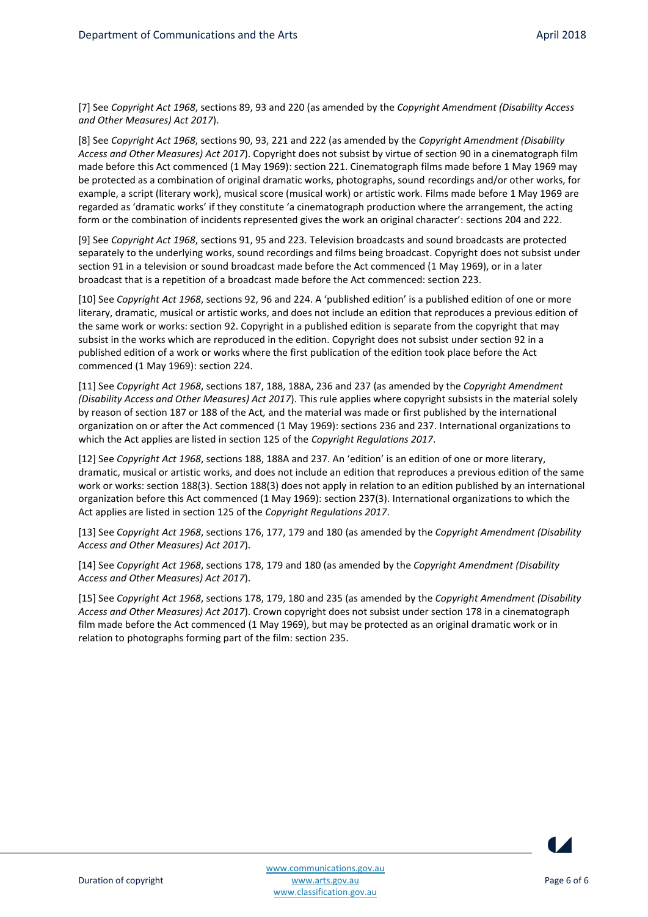[7] See *Copyright Act 1968*, sections 89, 93 and 220 (as amended by the *Copyright Amendment (Disability Access and Other Measures) Act 2017*).

[8] See *Copyright Act 1968*, sections 90, 93, 221 and 222 (as amended by the *Copyright Amendment (Disability Access and Other Measures) Act 2017*). Copyright does not subsist by virtue of section 90 in a cinematograph film made before this Act commenced (1 May 1969): section 221. Cinematograph films made before 1 May 1969 may be protected as a combination of original dramatic works, photographs, sound recordings and/or other works, for example, a script (literary work), musical score (musical work) or artistic work. Films made before 1 May 1969 are regarded as 'dramatic works' if they constitute 'a cinematograph production where the arrangement, the acting form or the combination of incidents represented gives the work an original character': sections 204 and 222.

[9] See *Copyright Act 1968*, sections 91, 95 and 223. Television broadcasts and sound broadcasts are protected separately to the underlying works, sound recordings and films being broadcast. Copyright does not subsist under section 91 in a television or sound broadcast made before the Act commenced (1 May 1969), or in a later broadcast that is a repetition of a broadcast made before the Act commenced: section 223.

[10] See *Copyright Act 1968*, sections 92, 96 and 224. A 'published edition' is a published edition of one or more literary, dramatic, musical or artistic works, and does not include an edition that reproduces a previous edition of the same work or works: section 92. Copyright in a published edition is separate from the copyright that may subsist in the works which are reproduced in the edition. Copyright does not subsist under section 92 in a published edition of a work or works where the first publication of the edition took place before the Act commenced (1 May 1969): section 224.

[11] See *Copyright Act 1968*, sections 187, 188, 188A, 236 and 237 (as amended by the *Copyright Amendment (Disability Access and Other Measures) Act 2017*). This rule applies where copyright subsists in the material solely by reason of section 187 or 188 of the Act, and the material was made or first published by the international organization on or after the Act commenced (1 May 1969): sections 236 and 237. International organizations to which the Act applies are listed in section 125 of the *Copyright Regulations 2017*.

[12] See *Copyright Act 1968*, sections 188, 188A and 237. An 'edition' is an edition of one or more literary, dramatic, musical or artistic works, and does not include an edition that reproduces a previous edition of the same work or works: section 188(3). Section 188(3) does not apply in relation to an edition published by an international organization before this Act commenced (1 May 1969): section 237(3). International organizations to which the Act applies are listed in section 125 of the *Copyright Regulations 2017*.

[13] See *Copyright Act 1968*, sections 176, 177, 179 and 180 (as amended by the *Copyright Amendment (Disability Access and Other Measures) Act 2017*).

[14] See *Copyright Act 1968*, sections 178, 179 and 180 (as amended by the *Copyright Amendment (Disability Access and Other Measures) Act 2017*).

[15] See *Copyright Act 1968*, sections 178, 179, 180 and 235 (as amended by the *Copyright Amendment (Disability Access and Other Measures) Act 2017*). Crown copyright does not subsist under section 178 in a cinematograph film made before the Act commenced (1 May 1969), but may be protected as an original dramatic work or in relation to photographs forming part of the film: section 235.